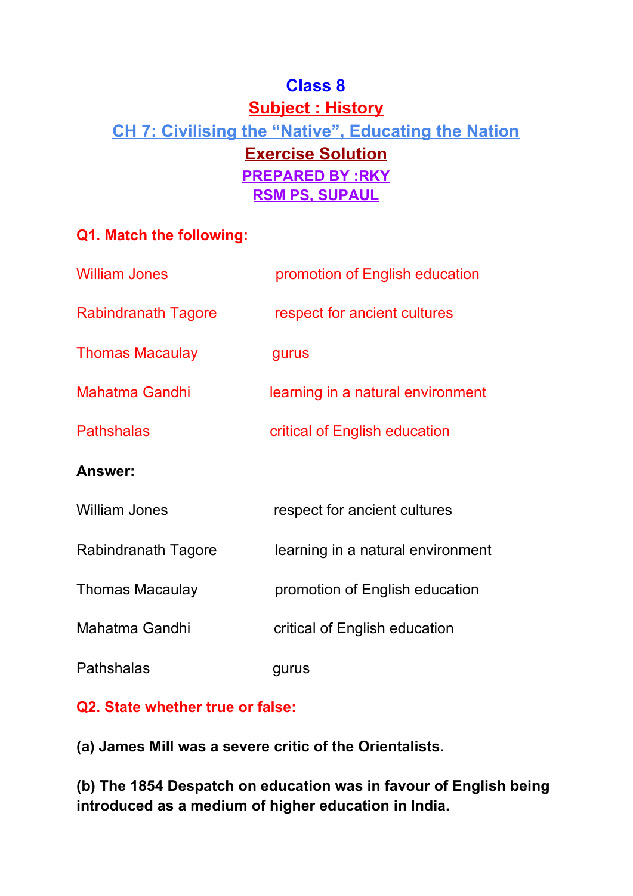# Class 8

## Subject : History

## CH 7: Civilising the "Native", Educating the Nation

## Exercise Solution

**PREPARED BY :RKY**

**RSM PS, SUPAUL**

**Q1. Match the following:**

| | |
|---|---|
| William Jones | promotion of English education |
| Rabindranath Tagore | respect for ancient cultures |
| Thomas Macaulay | gurus |
| Mahatma Gandhi | learning in a natural environment |
| Pathshalas | critical of English education |

**Answer:**

| | |
|---|---|
| William Jones | respect for ancient cultures |
| Rabindranath Tagore | learning in a natural environment |
| Thomas Macaulay | promotion of English education |
| Mahatma Gandhi | critical of English education |
| Pathshalas | gurus |

**Q2. State whether true or false:**

**(a) James Mill was a severe critic of the Orientalists.**

**(b) The 1854 Despatch on education was in favour of English being introduced as a medium of higher education in India.**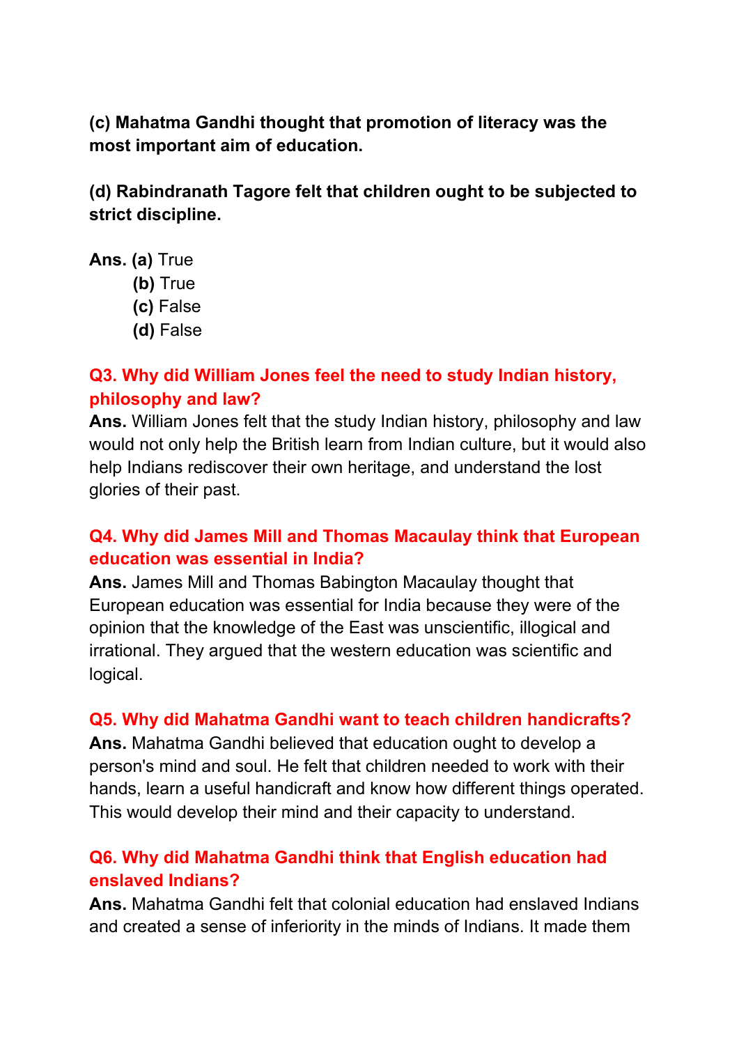**(c) Mahatma Gandhi thought that promotion of literacy was the most important aim of education.**

**(d) Rabindranath Tagore felt that children ought to be subjected to strict discipline.**

**Ans. (a)** True
**(b)** True
**(c)** False
**(d)** False

### Q3. Why did William Jones feel the need to study Indian history, philosophy and law?

**Ans.** William Jones felt that the study Indian history, philosophy and law would not only help the British learn from Indian culture, but it would also help Indians rediscover their own heritage, and understand the lost glories of their past.

### Q4. Why did James Mill and Thomas Macaulay think that European education was essential in India?

**Ans.** James Mill and Thomas Babington Macaulay thought that European education was essential for India because they were of the opinion that the knowledge of the East was unscientific, illogical and irrational. They argued that the western education was scientific and logical.

### Q5. Why did Mahatma Gandhi want to teach children handicrafts?

**Ans.** Mahatma Gandhi believed that education ought to develop a person's mind and soul. He felt that children needed to work with their hands, learn a useful handicraft and know how different things operated. This would develop their mind and their capacity to understand.

### Q6. Why did Mahatma Gandhi think that English education had enslaved Indians?

**Ans.** Mahatma Gandhi felt that colonial education had enslaved Indians and created a sense of inferiority in the minds of Indians. It made them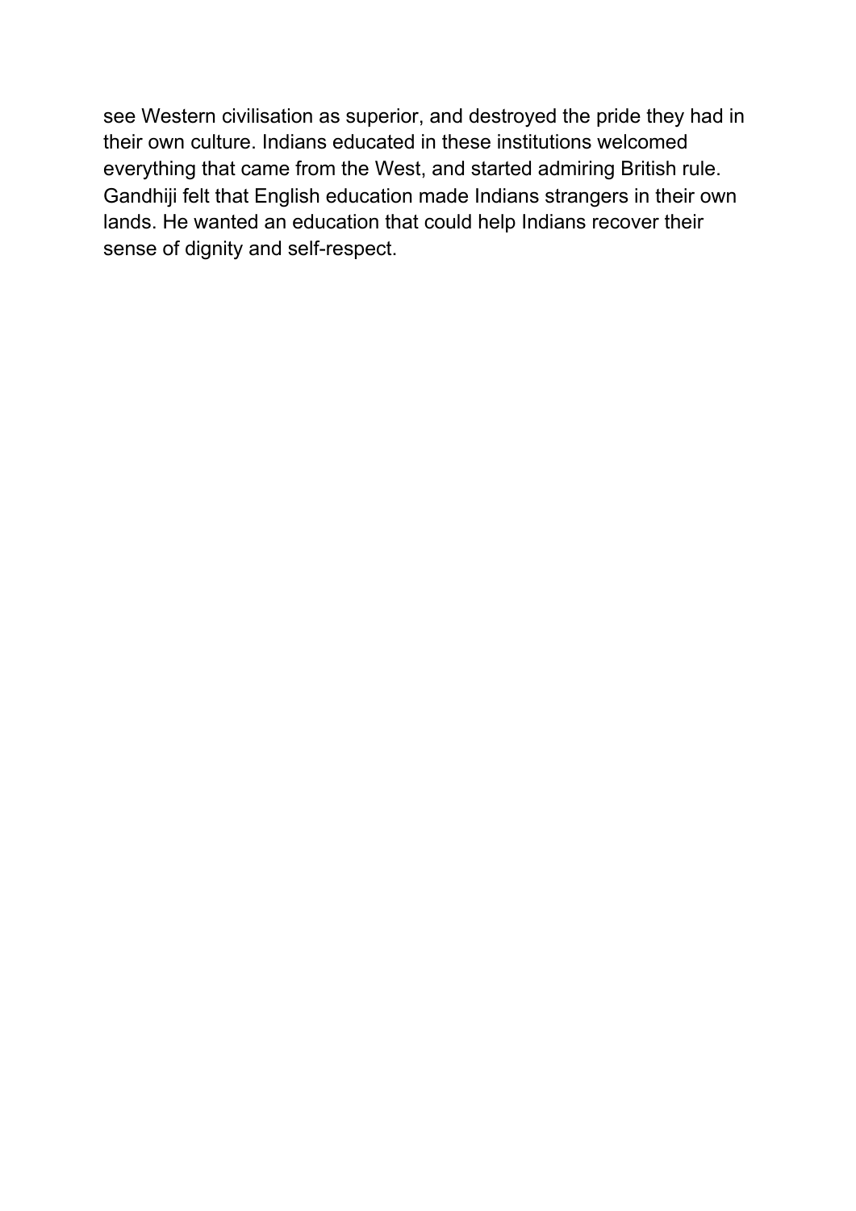see Western civilisation as superior, and destroyed the pride they had in their own culture. Indians educated in these institutions welcomed everything that came from the West, and started admiring British rule. Gandhiji felt that English education made Indians strangers in their own lands. He wanted an education that could help Indians recover their sense of dignity and self-respect.